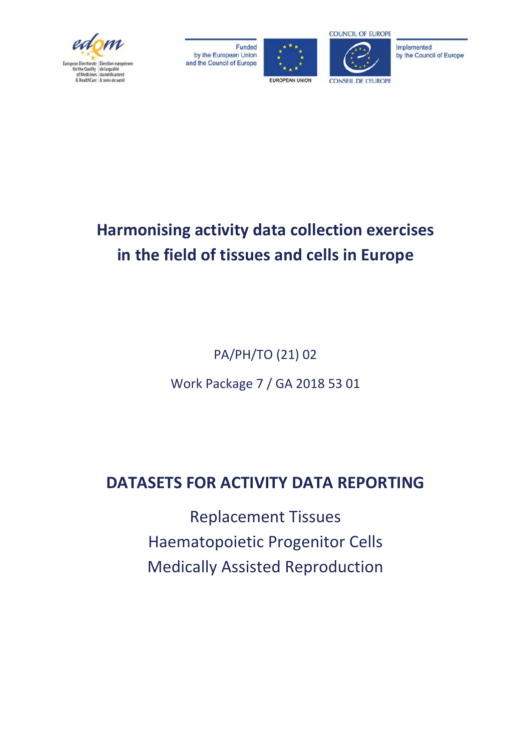# Harmonising activity data collection exercises in the field of tissues and cells in Europe

PA/PH/TO (21) 02

Work Package 7 / GA 2018 53 01

## DATASETS FOR ACTIVITY DATA REPORTING

Replacement Tissues

Haematopoietic Progenitor Cells

Medically Assisted Reproduction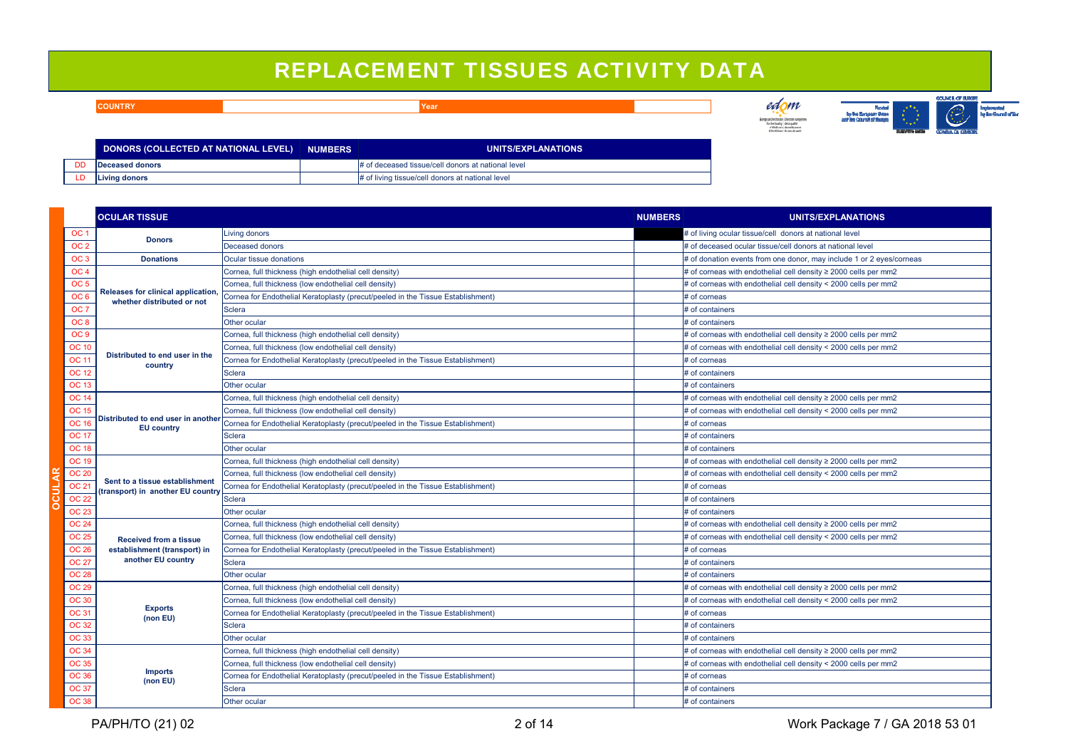# REPLACEMENT TISSUES ACTIVITY DATA

| COUNTRY | | Year | |
|---|---|---|---|

| | DONORS (COLLECTED AT NATIONAL LEVEL) | NUMBERS | UNITS/EXPLANATIONS |
|---|---|---|---|
| DD | Deceased donors | | # of deceased tissue/cell donors at national level |
| LD | Living donors | | # of living tissue/cell donors at national level |

**OCULAR**

| | OCULAR TISSUE | | NUMBERS | UNITS/EXPLANATIONS |
|---|---|---|---|---|
| OC 1 | Donors | Living donors | | # of living ocular tissue/cell donors at national level |
| OC 2 | | Deceased donors | | # of deceased ocular tissue/cell donors at national level |
| OC 3 | Donations | Ocular tissue donations | | # of donation events from one donor, may include 1 or 2 eyes/corneas |
| OC 4 | Releases for clinical application, whether distributed or not | Cornea, full thickness (high endothelial cell density) | | # of corneas with endothelial cell density ≥ 2000 cells per mm2 |
| OC 5 | | Cornea, full thickness (low endothelial cell density) | | # of corneas with endothelial cell density < 2000 cells per mm2 |
| OC 6 | | Cornea for Endothelial Keratoplasty (precut/peeled in the Tissue Establishment) | | # of corneas |
| OC 7 | | Sclera | | # of containers |
| OC 8 | | Other ocular | | # of containers |
| OC 9 | Distributed to end user in the country | Cornea, full thickness (high endothelial cell density) | | # of corneas with endothelial cell density ≥ 2000 cells per mm2 |
| OC 10 | | Cornea, full thickness (low endothelial cell density) | | # of corneas with endothelial cell density < 2000 cells per mm2 |
| OC 11 | | Cornea for Endothelial Keratoplasty (precut/peeled in the Tissue Establishment) | | # of corneas |
| OC 12 | | Sclera | | # of containers |
| OC 13 | | Other ocular | | # of containers |
| OC 14 | Distributed to end user in another EU country | Cornea, full thickness (high endothelial cell density) | | # of corneas with endothelial cell density ≥ 2000 cells per mm2 |
| OC 15 | | Cornea, full thickness (low endothelial cell density) | | # of corneas with endothelial cell density < 2000 cells per mm2 |
| OC 16 | | Cornea for Endothelial Keratoplasty (precut/peeled in the Tissue Establishment) | | # of corneas |
| OC 17 | | Sclera | | # of containers |
| OC 18 | | Other ocular | | # of containers |
| OC 19 | Sent to a tissue establishment (transport) in another EU country | Cornea, full thickness (high endothelial cell density) | | # of corneas with endothelial cell density ≥ 2000 cells per mm2 |
| OC 20 | | Cornea, full thickness (low endothelial cell density) | | # of corneas with endothelial cell density < 2000 cells per mm2 |
| OC 21 | | Cornea for Endothelial Keratoplasty (precut/peeled in the Tissue Establishment) | | # of corneas |
| OC 22 | | Sclera | | # of containers |
| OC 23 | | Other ocular | | # of containers |
| OC 24 | Received from a tissue establishment (transport) in another EU country | Cornea, full thickness (high endothelial cell density) | | # of corneas with endothelial cell density ≥ 2000 cells per mm2 |
| OC 25 | | Cornea, full thickness (low endothelial cell density) | | # of corneas with endothelial cell density < 2000 cells per mm2 |
| OC 26 | | Cornea for Endothelial Keratoplasty (precut/peeled in the Tissue Establishment) | | # of corneas |
| OC 27 | | Sclera | | # of containers |
| OC 28 | | Other ocular | | # of containers |
| OC 29 | Exports (non EU) | Cornea, full thickness (high endothelial cell density) | | # of corneas with endothelial cell density ≥ 2000 cells per mm2 |
| OC 30 | | Cornea, full thickness (low endothelial cell density) | | # of corneas with endothelial cell density < 2000 cells per mm2 |
| OC 31 | | Cornea for Endothelial Keratoplasty (precut/peeled in the Tissue Establishment) | | # of corneas |
| OC 32 | | Sclera | | # of containers |
| OC 33 | | Other ocular | | # of containers |
| OC 34 | Imports (non EU) | Cornea, full thickness (high endothelial cell density) | | # of corneas with endothelial cell density ≥ 2000 cells per mm2 |
| OC 35 | | Cornea, full thickness (low endothelial cell density) | | # of corneas with endothelial cell density < 2000 cells per mm2 |
| OC 36 | | Cornea for Endothelial Keratoplasty (precut/peeled in the Tissue Establishment) | | # of corneas |
| OC 37 | | Sclera | | # of containers |
| OC 38 | | Other ocular | | # of containers |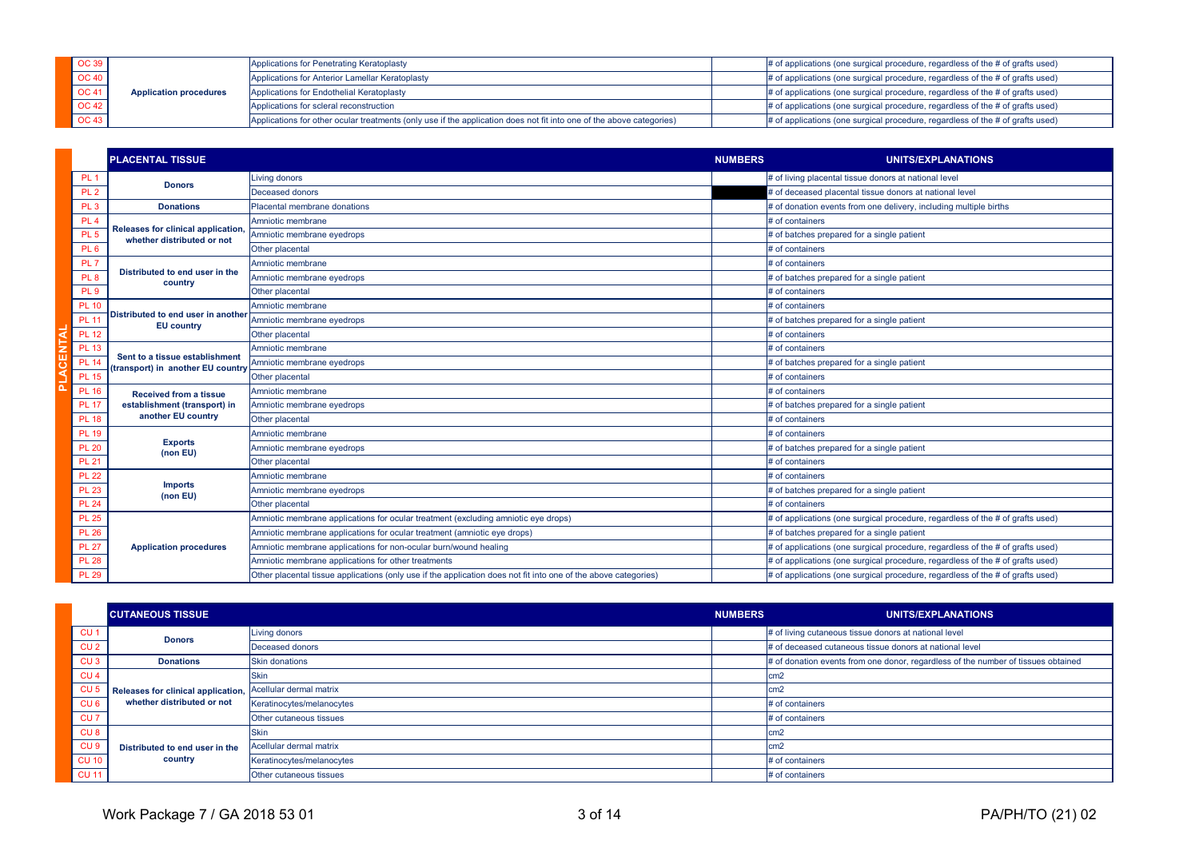| | | | | |
|---|---|---|---|---|
| OC 39 | Application procedures | Applications for Penetrating Keratoplasty | | # of applications (one surgical procedure, regardless of the # of grafts used) |
| OC 40 | | Applications for Anterior Lamellar Keratoplasty | | # of applications (one surgical procedure, regardless of the # of grafts used) |
| OC 41 | | Applications for Endothelial Keratoplasty | | # of applications (one surgical procedure, regardless of the # of grafts used) |
| OC 42 | | Applications for scleral reconstruction | | # of applications (one surgical procedure, regardless of the # of grafts used) |
| OC 43 | | Applications for other ocular treatments (only use if the application does not fit into one of the above categories) | | # of applications (one surgical procedure, regardless of the # of grafts used) |

**PLACENTAL**

| | PLACENTAL TISSUE | | NUMBERS | UNITS/EXPLANATIONS |
|---|---|---|---|---|
| PL 1 | Donors | Living donors | | # of living placental tissue donors at national level |
| PL 2 | | Deceased donors | | # of deceased placental tissue donors at national level |
| PL 3 | Donations | Placental membrane donations | | # of donation events from one delivery, including multiple births |
| PL 4 | Releases for clinical application, whether distributed or not | Amniotic membrane | | # of containers |
| PL 5 | | Amniotic membrane eyedrops | | # of batches prepared for a single patient |
| PL 6 | | Other placental | | # of containers |
| PL 7 | Distributed to end user in the country | Amniotic membrane | | # of containers |
| PL 8 | | Amniotic membrane eyedrops | | # of batches prepared for a single patient |
| PL 9 | | Other placental | | # of containers |
| PL 10 | Distributed to end user in another EU country | Amniotic membrane | | # of containers |
| PL 11 | | Amniotic membrane eyedrops | | # of batches prepared for a single patient |
| PL 12 | | Other placental | | # of containers |
| PL 13 | Sent to a tissue establishment (transport) in another EU country | Amniotic membrane | | # of containers |
| PL 14 | | Amniotic membrane eyedrops | | # of batches prepared for a single patient |
| PL 15 | | Other placental | | # of containers |
| PL 16 | Received from a tissue establishment (transport) in another EU country | Amniotic membrane | | # of containers |
| PL 17 | | Amniotic membrane eyedrops | | # of batches prepared for a single patient |
| PL 18 | | Other placental | | # of containers |
| PL 19 | Exports (non EU) | Amniotic membrane | | # of containers |
| PL 20 | | Amniotic membrane eyedrops | | # of batches prepared for a single patient |
| PL 21 | | Other placental | | # of containers |
| PL 22 | Imports (non EU) | Amniotic membrane | | # of containers |
| PL 23 | | Amniotic membrane eyedrops | | # of batches prepared for a single patient |
| PL 24 | | Other placental | | # of containers |
| PL 25 | Application procedures | Amniotic membrane applications for ocular treatment (excluding amniotic eye drops) | | # of applications (one surgical procedure, regardless of the # of grafts used) |
| PL 26 | | Amniotic membrane applications for ocular treatment (amniotic eye drops) | | # of batches prepared for a single patient |
| PL 27 | | Amniotic membrane applications for non-ocular burn/wound healing | | # of applications (one surgical procedure, regardless of the # of grafts used) |
| PL 28 | | Amniotic membrane applications for other treatments | | # of applications (one surgical procedure, regardless of the # of grafts used) |
| PL 29 | | Other placental tissue applications (only use if the application does not fit into one of the above categories) | | # of applications (one surgical procedure, regardless of the # of grafts used) |

| | CUTANEOUS TISSUE | | NUMBERS | UNITS/EXPLANATIONS |
|---|---|---|---|---|
| CU 1 | Donors | Living donors | | # of living cutaneous tissue donors at national level |
| CU 2 | | Deceased donors | | # of deceased cutaneous tissue donors at national level |
| CU 3 | Donations | Skin donations | | # of donation events from one donor, regardless of the number of tissues obtained |
| CU 4 | Releases for clinical application, whether distributed or not | Skin | | cm2 |
| CU 5 | | Acellular dermal matrix | | cm2 |
| CU 6 | | Keratinocytes/melanocytes | | # of containers |
| CU 7 | | Other cutaneous tissues | | # of containers |
| CU 8 | Distributed to end user in the country | Skin | | cm2 |
| CU 9 | | Acellular dermal matrix | | cm2 |
| CU 10 | | Keratinocytes/melanocytes | | # of containers |
| CU 11 | | Other cutaneous tissues | | # of containers |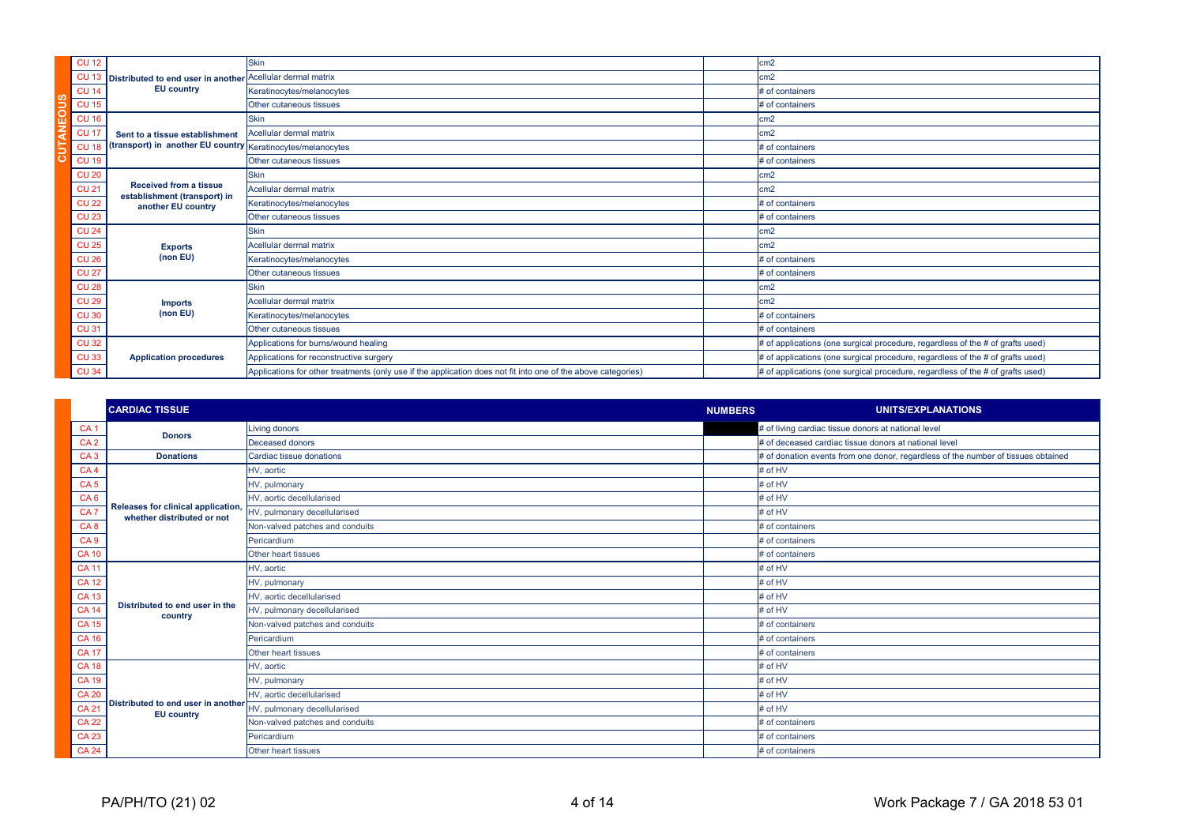| CUTANEOUS | | | | | |
|---|---|---|---|---|---|
| | CU 12 | Distributed to end user in another EU country | Skin | | cm2 |
| | CU 13 | | Acellular dermal matrix | | cm2 |
| | CU 14 | | Keratinocytes/melanocytes | | # of containers |
| | CU 15 | | Other cutaneous tissues | | # of containers |
| | CU 16 | Sent to a tissue establishment (transport) in another EU country | Skin | | cm2 |
| | CU 17 | | Acellular dermal matrix | | cm2 |
| | CU 18 | | Keratinocytes/melanocytes | | # of containers |
| | CU 19 | | Other cutaneous tissues | | # of containers |
| | CU 20 | Received from a tissue establishment (transport) in another EU country | Skin | | cm2 |
| | CU 21 | | Acellular dermal matrix | | cm2 |
| | CU 22 | | Keratinocytes/melanocytes | | # of containers |
| | CU 23 | | Other cutaneous tissues | | # of containers |
| | CU 24 | Exports (non EU) | Skin | | cm2 |
| | CU 25 | | Acellular dermal matrix | | cm2 |
| | CU 26 | | Keratinocytes/melanocytes | | # of containers |
| | CU 27 | | Other cutaneous tissues | | # of containers |
| | CU 28 | Imports (non EU) | Skin | | cm2 |
| | CU 29 | | Acellular dermal matrix | | cm2 |
| | CU 30 | | Keratinocytes/melanocytes | | # of containers |
| | CU 31 | | Other cutaneous tissues | | # of containers |
| | CU 32 | Application procedures | Applications for burns/wound healing | | # of applications (one surgical procedure, regardless of the # of grafts used) |
| | CU 33 | | Applications for reconstructive surgery | | # of applications (one surgical procedure, regardless of the # of grafts used) |
| | CU 34 | | Applications for other treatments (only use if the application does not fit into one of the above categories) | | # of applications (one surgical procedure, regardless of the # of grafts used) |

| | **CARDIAC TISSUE** | | **NUMBERS** | **UNITS/EXPLANATIONS** |
|---|---|---|---|---|
| CA 1 | Donors | Living donors | | # of living cardiac tissue donors at national level |
| CA 2 | | Deceased donors | | # of deceased cardiac tissue donors at national level |
| CA 3 | Donations | Cardiac tissue donations | | # of donation events from one donor, regardless of the number of tissues obtained |
| CA 4 | Releases for clinical application, whether distributed or not | HV, aortic | | # of HV |
| CA 5 | | HV, pulmonary | | # of HV |
| CA 6 | | HV, aortic decellularised | | # of HV |
| CA 7 | | HV, pulmonary decellularised | | # of HV |
| CA 8 | | Non-valved patches and conduits | | # of containers |
| CA 9 | | Pericardium | | # of containers |
| CA 10 | | Other heart tissues | | # of containers |
| CA 11 | Distributed to end user in the country | HV, aortic | | # of HV |
| CA 12 | | HV, pulmonary | | # of HV |
| CA 13 | | HV, aortic decellularised | | # of HV |
| CA 14 | | HV, pulmonary decellularised | | # of HV |
| CA 15 | | Non-valved patches and conduits | | # of containers |
| CA 16 | | Pericardium | | # of containers |
| CA 17 | | Other heart tissues | | # of containers |
| CA 18 | Distributed to end user in another EU country | HV, aortic | | # of HV |
| CA 19 | | HV, pulmonary | | # of HV |
| CA 20 | | HV, aortic decellularised | | # of HV |
| CA 21 | | HV, pulmonary decellularised | | # of HV |
| CA 22 | | Non-valved patches and conduits | | # of containers |
| CA 23 | | Pericardium | | # of containers |
| CA 24 | | Other heart tissues | | # of containers |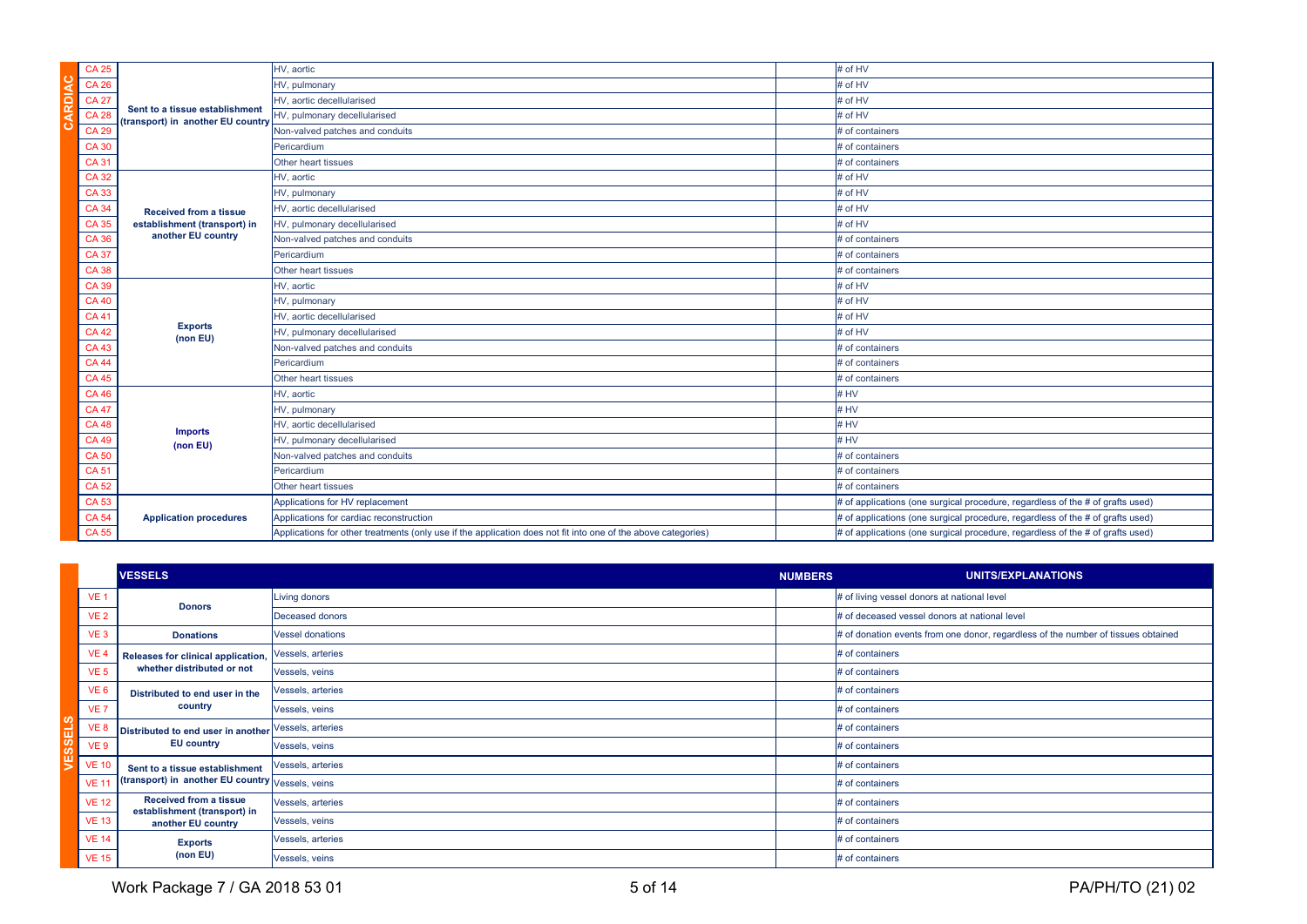| | Code | Category | Item | Numbers | Units/Explanations |
|---|---|---|---|---|---|
| CARDIAC | CA 25 | Sent to a tissue establishment (transport) in another EU country | HV, aortic | | # of HV |
| | CA 26 | | HV, pulmonary | | # of HV |
| | CA 27 | | HV, aortic decellularised | | # of HV |
| | CA 28 | | HV, pulmonary decellularised | | # of HV |
| | CA 29 | | Non-valved patches and conduits | | # of containers |
| | CA 30 | | Pericardium | | # of containers |
| | CA 31 | | Other heart tissues | | # of containers |
| | CA 32 | Received from a tissue establishment (transport) in another EU country | HV, aortic | | # of HV |
| | CA 33 | | HV, pulmonary | | # of HV |
| | CA 34 | | HV, aortic decellularised | | # of HV |
| | CA 35 | | HV, pulmonary decellularised | | # of HV |
| | CA 36 | | Non-valved patches and conduits | | # of containers |
| | CA 37 | | Pericardium | | # of containers |
| | CA 38 | | Other heart tissues | | # of containers |
| | CA 39 | Exports (non EU) | HV, aortic | | # of HV |
| | CA 40 | | HV, pulmonary | | # of HV |
| | CA 41 | | HV, aortic decellularised | | # of HV |
| | CA 42 | | HV, pulmonary decellularised | | # of HV |
| | CA 43 | | Non-valved patches and conduits | | # of containers |
| | CA 44 | | Pericardium | | # of containers |
| | CA 45 | | Other heart tissues | | # of containers |
| | CA 46 | Imports (non EU) | HV, aortic | | # HV |
| | CA 47 | | HV, pulmonary | | # HV |
| | CA 48 | | HV, aortic decellularised | | # HV |
| | CA 49 | | HV, pulmonary decellularised | | # HV |
| | CA 50 | | Non-valved patches and conduits | | # of containers |
| | CA 51 | | Pericardium | | # of containers |
| | CA 52 | | Other heart tissues | | # of containers |
| | CA 53 | Application procedures | Applications for HV replacement | | # of applications (one surgical procedure, regardless of the # of grafts used) |
| | CA 54 | | Applications for cardiac reconstruction | | # of applications (one surgical procedure, regardless of the # of grafts used) |
| | CA 55 | | Applications for other treatments (only use if the application does not fit into one of the above categories) | | # of applications (one surgical procedure, regardless of the # of grafts used) |

| | | VESSELS | | NUMBERS | UNITS/EXPLANATIONS |
|---|---|---|---|---|---|
| VESSELS | VE 1 | Donors | Living donors | | # of living vessel donors at national level |
| | VE 2 | | Deceased donors | | # of deceased vessel donors at national level |
| | VE 3 | Donations | Vessel donations | | # of donation events from one donor, regardless of the number of tissues obtained |
| | VE 4 | Releases for clinical application, whether distributed or not | Vessels, arteries | | # of containers |
| | VE 5 | | Vessels, veins | | # of containers |
| | VE 6 | Distributed to end user in the country | Vessels, arteries | | # of containers |
| | VE 7 | | Vessels, veins | | # of containers |
| | VE 8 | Distributed to end user in another EU country | Vessels, arteries | | # of containers |
| | VE 9 | | Vessels, veins | | # of containers |
| | VE 10 | Sent to a tissue establishment (transport) in another EU country | Vessels, arteries | | # of containers |
| | VE 11 | | Vessels, veins | | # of containers |
| | VE 12 | Received from a tissue establishment (transport) in another EU country | Vessels, arteries | | # of containers |
| | VE 13 | | Vessels, veins | | # of containers |
| | VE 14 | Exports (non EU) | Vessels, arteries | | # of containers |
| | VE 15 | | Vessels, veins | | # of containers |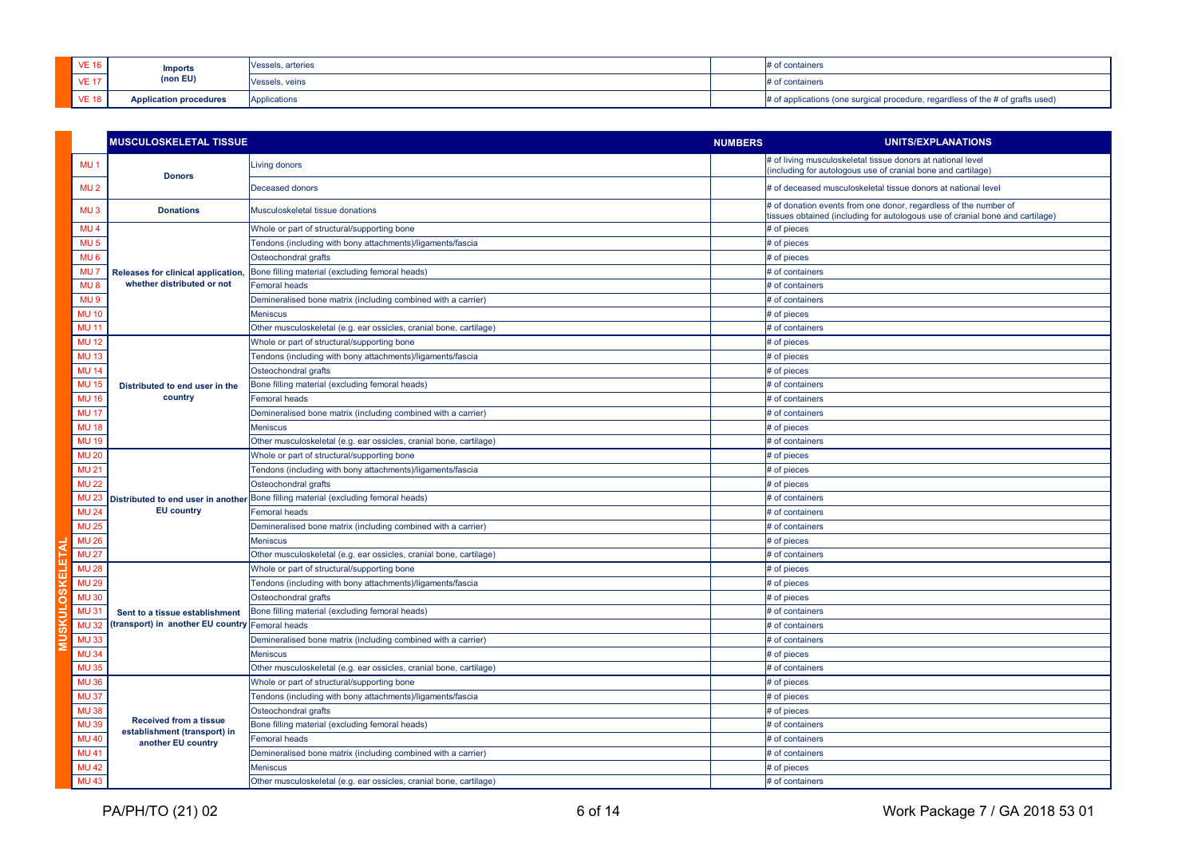| | | | | |
|---|---|---|---|---|
| VE 16 | Imports (non EU) | Vessels, arteries | | # of containers |
| VE 17 | | Vessels, veins | | # of containers |
| VE 18 | Application procedures | Applications | | # of applications (one surgical procedure, regardless of the # of grafts used) |

| | MUSCULOSKELETAL TISSUE | | NUMBERS | UNITS/EXPLANATIONS |
|---|---|---|---|---|
| MU 1 | Donors | Living donors | | # of living musculoskeletal tissue donors at national level (including for autologous use of cranial bone and cartilage) |
| MU 2 | | Deceased donors | | # of deceased musculoskeletal tissue donors at national level |
| MU 3 | Donations | Musculoskeletal tissue donations | | # of donation events from one donor, regardless of the number of tissues obtained (including for autologous use of cranial bone and cartilage) |
| MU 4 | Releases for clinical application, whether distributed or not | Whole or part of structural/supporting bone | | # of pieces |
| MU 5 | | Tendons (including with bony attachments)/ligaments/fascia | | # of pieces |
| MU 6 | | Osteochondral grafts | | # of pieces |
| MU 7 | | Bone filling material (excluding femoral heads) | | # of containers |
| MU 8 | | Femoral heads | | # of containers |
| MU 9 | | Demineralised bone matrix (including combined with a carrier) | | # of containers |
| MU 10 | | Meniscus | | # of pieces |
| MU 11 | | Other musculoskeletal (e.g. ear ossicles, cranial bone, cartilage) | | # of containers |
| MU 12 | Distributed to end user in the country | Whole or part of structural/supporting bone | | # of pieces |
| MU 13 | | Tendons (including with bony attachments)/ligaments/fascia | | # of pieces |
| MU 14 | | Osteochondral grafts | | # of pieces |
| MU 15 | | Bone filling material (excluding femoral heads) | | # of containers |
| MU 16 | | Femoral heads | | # of containers |
| MU 17 | | Demineralised bone matrix (including combined with a carrier) | | # of containers |
| MU 18 | | Meniscus | | # of pieces |
| MU 19 | | Other musculoskeletal (e.g. ear ossicles, cranial bone, cartilage) | | # of containers |
| MU 20 | Distributed to end user in another EU country | Whole or part of structural/supporting bone | | # of pieces |
| MU 21 | | Tendons (including with bony attachments)/ligaments/fascia | | # of pieces |
| MU 22 | | Osteochondral grafts | | # of pieces |
| MU 23 | | Bone filling material (excluding femoral heads) | | # of containers |
| MU 24 | | Femoral heads | | # of containers |
| MU 25 | | Demineralised bone matrix (including combined with a carrier) | | # of containers |
| MU 26 | | Meniscus | | # of pieces |
| MU 27 | | Other musculoskeletal (e.g. ear ossicles, cranial bone, cartilage) | | # of containers |
| MU 28 | Sent to a tissue establishment (transport) in another EU country | Whole or part of structural/supporting bone | | # of pieces |
| MU 29 | | Tendons (including with bony attachments)/ligaments/fascia | | # of pieces |
| MU 30 | | Osteochondral grafts | | # of pieces |
| MU 31 | | Bone filling material (excluding femoral heads) | | # of containers |
| MU 32 | | Femoral heads | | # of containers |
| MU 33 | | Demineralised bone matrix (including combined with a carrier) | | # of containers |
| MU 34 | | Meniscus | | # of pieces |
| MU 35 | | Other musculoskeletal (e.g. ear ossicles, cranial bone, cartilage) | | # of containers |
| MU 36 | Received from a tissue establishment (transport) in another EU country | Whole or part of structural/supporting bone | | # of pieces |
| MU 37 | | Tendons (including with bony attachments)/ligaments/fascia | | # of pieces |
| MU 38 | | Osteochondral grafts | | # of pieces |
| MU 39 | | Bone filling material (excluding femoral heads) | | # of containers |
| MU 40 | | Femoral heads | | # of containers |
| MU 41 | | Demineralised bone matrix (including combined with a carrier) | | # of containers |
| MU 42 | | Meniscus | | # of pieces |
| MU 43 | | Other musculoskeletal (e.g. ear ossicles, cranial bone, cartilage) | | # of containers |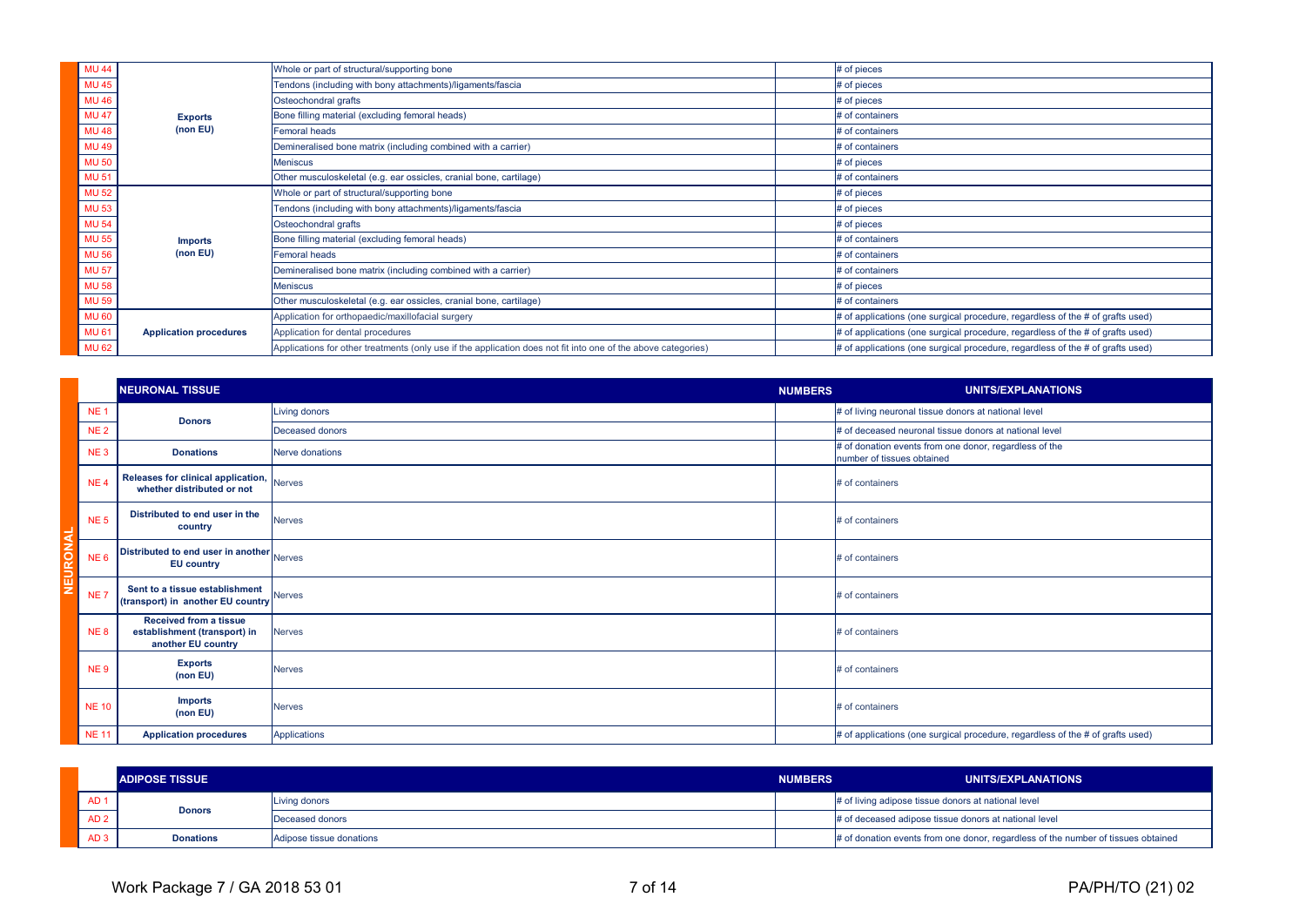| | | | NUMBERS | UNITS/EXPLANATIONS |
|---|---|---|---|---|
| MU 44 | **Exports (non EU)** | Whole or part of structural/supporting bone | | # of pieces |
| MU 45 | | Tendons (including with bony attachments)/ligaments/fascia | | # of pieces |
| MU 46 | | Osteochondral grafts | | # of pieces |
| MU 47 | | Bone filling material (excluding femoral heads) | | # of containers |
| MU 48 | | Femoral heads | | # of containers |
| MU 49 | | Demineralised bone matrix (including combined with a carrier) | | # of containers |
| MU 50 | | Meniscus | | # of pieces |
| MU 51 | | Other musculoskeletal (e.g. ear ossicles, cranial bone, cartilage) | | # of containers |
| MU 52 | **Imports (non EU)** | Whole or part of structural/supporting bone | | # of pieces |
| MU 53 | | Tendons (including with bony attachments)/ligaments/fascia | | # of pieces |
| MU 54 | | Osteochondral grafts | | # of pieces |
| MU 55 | | Bone filling material (excluding femoral heads) | | # of containers |
| MU 56 | | Femoral heads | | # of containers |
| MU 57 | | Demineralised bone matrix (including combined with a carrier) | | # of containers |
| MU 58 | | Meniscus | | # of pieces |
| MU 59 | | Other musculoskeletal (e.g. ear ossicles, cranial bone, cartilage) | | # of containers |
| MU 60 | **Application procedures** | Application for orthopaedic/maxillofacial surgery | | # of applications (one surgical procedure, regardless of the # of grafts used) |
| MU 61 | | Application for dental procedures | | # of applications (one surgical procedure, regardless of the # of grafts used) |
| MU 62 | | Applications for other treatments (only use if the application does not fit into one of the above categories) | | # of applications (one surgical procedure, regardless of the # of grafts used) |

**NEURONAL**

| | NEURONAL TISSUE | | NUMBERS | UNITS/EXPLANATIONS |
|---|---|---|---|---|
| NE 1 | **Donors** | Living donors | | # of living neuronal tissue donors at national level |
| NE 2 | | Deceased donors | | # of deceased neuronal tissue donors at national level |
| NE 3 | **Donations** | Nerve donations | | # of donation events from one donor, regardless of the number of tissues obtained |
| NE 4 | **Releases for clinical application, whether distributed or not** | Nerves | | # of containers |
| NE 5 | **Distributed to end user in the country** | Nerves | | # of containers |
| NE 6 | **Distributed to end user in another EU country** | Nerves | | # of containers |
| NE 7 | **Sent to a tissue establishment (transport) in another EU country** | Nerves | | # of containers |
| NE 8 | **Received from a tissue establishment (transport) in another EU country** | Nerves | | # of containers |
| NE 9 | **Exports (non EU)** | Nerves | | # of containers |
| NE 10 | **Imports (non EU)** | Nerves | | # of containers |
| NE 11 | **Application procedures** | Applications | | # of applications (one surgical procedure, regardless of the # of grafts used) |

| | ADIPOSE TISSUE | | NUMBERS | UNITS/EXPLANATIONS |
|---|---|---|---|---|
| AD 1 | **Donors** | Living donors | | # of living adipose tissue donors at national level |
| AD 2 | | Deceased donors | | # of deceased adipose tissue donors at national level |
| AD 3 | **Donations** | Adipose tissue donations | | # of donation events from one donor, regardless of the number of tissues obtained |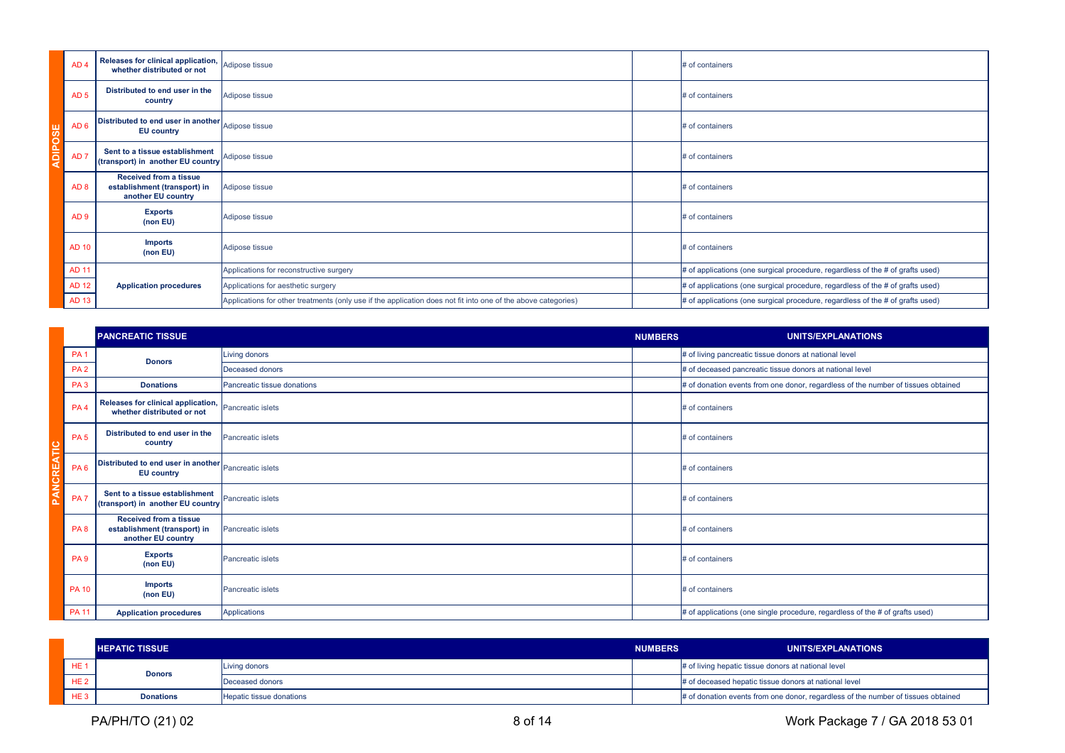| ADIPOSE | | | | | |
|---|---|---|---|---|---|
| | AD 4 | Releases for clinical application, whether distributed or not | Adipose tissue | | # of containers |
| | AD 5 | Distributed to end user in the country | Adipose tissue | | # of containers |
| | AD 6 | Distributed to end user in another EU country | Adipose tissue | | # of containers |
| | AD 7 | Sent to a tissue establishment (transport) in another EU country | Adipose tissue | | # of containers |
| | AD 8 | Received from a tissue establishment (transport) in another EU country | Adipose tissue | | # of containers |
| | AD 9 | Exports (non EU) | Adipose tissue | | # of containers |
| | AD 10 | Imports (non EU) | Adipose tissue | | # of containers |
| | AD 11 | Application procedures | Applications for reconstructive surgery | | # of applications (one surgical procedure, regardless of the # of grafts used) |
| | AD 12 | | Applications for aesthetic surgery | | # of applications (one surgical procedure, regardless of the # of grafts used) |
| | AD 13 | | Applications for other treatments (only use if the application does not fit into one of the above categories) | | # of applications (one surgical procedure, regardless of the # of grafts used) |

| PANCREATIC | | PANCREATIC TISSUE | | NUMBERS | UNITS/EXPLANATIONS |
|---|---|---|---|---|---|
| | PA 1 | Donors | Living donors | | # of living pancreatic tissue donors at national level |
| | PA 2 | | Deceased donors | | # of deceased pancreatic tissue donors at national level |
| | PA 3 | Donations | Pancreatic tissue donations | | # of donation events from one donor, regardless of the number of tissues obtained |
| | PA 4 | Releases for clinical application, whether distributed or not | Pancreatic islets | | # of containers |
| | PA 5 | Distributed to end user in the country | Pancreatic islets | | # of containers |
| | PA 6 | Distributed to end user in another EU country | Pancreatic islets | | # of containers |
| | PA 7 | Sent to a tissue establishment (transport) in another EU country | Pancreatic islets | | # of containers |
| | PA 8 | Received from a tissue establishment (transport) in another EU country | Pancreatic islets | | # of containers |
| | PA 9 | Exports (non EU) | Pancreatic islets | | # of containers |
| | PA 10 | Imports (non EU) | Pancreatic islets | | # of containers |
| | PA 11 | Application procedures | Applications | | # of applications (one single procedure, regardless of the # of grafts used) |

| | | HEPATIC TISSUE | | NUMBERS | UNITS/EXPLANATIONS |
|---|---|---|---|---|---|
| | HE 1 | Donors | Living donors | | # of living hepatic tissue donors at national level |
| | HE 2 | | Deceased donors | | # of deceased hepatic tissue donors at national level |
| | HE 3 | Donations | Hepatic tissue donations | | # of donation events from one donor, regardless of the number of tissues obtained |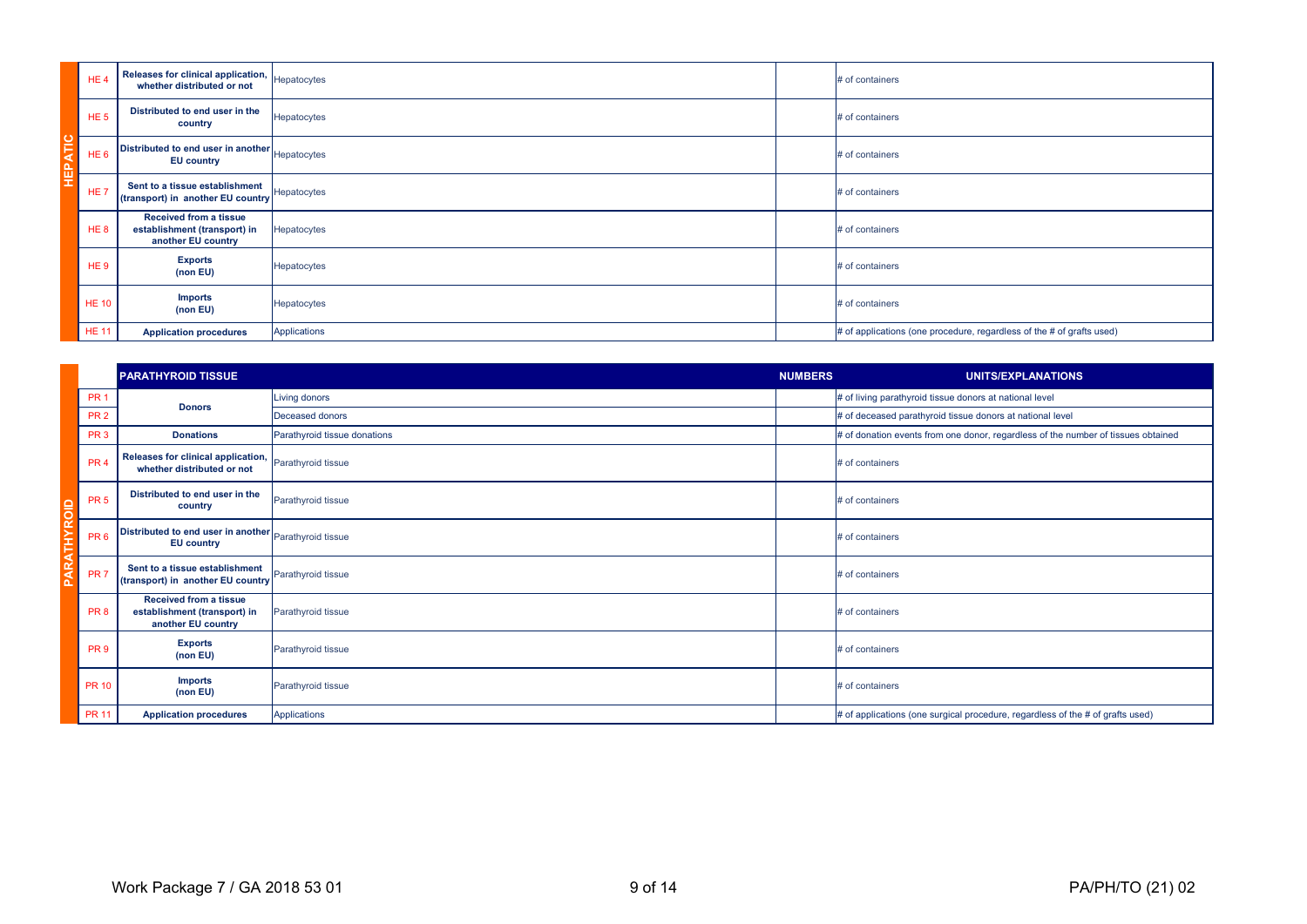| | | | | | |
|---|---|---|---|---|---|
| HEPATIC | HE 4 | Releases for clinical application, whether distributed or not | Hepatocytes | | # of containers |
| | HE 5 | Distributed to end user in the country | Hepatocytes | | # of containers |
| | HE 6 | Distributed to end user in another EU country | Hepatocytes | | # of containers |
| | HE 7 | Sent to a tissue establishment (transport) in another EU country | Hepatocytes | | # of containers |
| | HE 8 | Received from a tissue establishment (transport) in another EU country | Hepatocytes | | # of containers |
| | HE 9 | Exports (non EU) | Hepatocytes | | # of containers |
| | HE 10 | Imports (non EU) | Hepatocytes | | # of containers |
| | HE 11 | Application procedures | Applications | | # of applications (one procedure, regardless of the # of grafts used) |

| | | PARATHYROID TISSUE | | NUMBERS | UNITS/EXPLANATIONS |
|---|---|---|---|---|---|
| PARATHYROID | PR 1 | Donors | Living donors | | # of living parathyroid tissue donors at national level |
| | PR 2 | | Deceased donors | | # of deceased parathyroid tissue donors at national level |
| | PR 3 | Donations | Parathyroid tissue donations | | # of donation events from one donor, regardless of the number of tissues obtained |
| | PR 4 | Releases for clinical application, whether distributed or not | Parathyroid tissue | | # of containers |
| | PR 5 | Distributed to end user in the country | Parathyroid tissue | | # of containers |
| | PR 6 | Distributed to end user in another EU country | Parathyroid tissue | | # of containers |
| | PR 7 | Sent to a tissue establishment (transport) in another EU country | Parathyroid tissue | | # of containers |
| | PR 8 | Received from a tissue establishment (transport) in another EU country | Parathyroid tissue | | # of containers |
| | PR 9 | Exports (non EU) | Parathyroid tissue | | # of containers |
| | PR 10 | Imports (non EU) | Parathyroid tissue | | # of containers |
| | PR 11 | Application procedures | Applications | | # of applications (one surgical procedure, regardless of the # of grafts used) |

Work Package 7 / GA 2018 53 01

PA/PH/TO (21) 02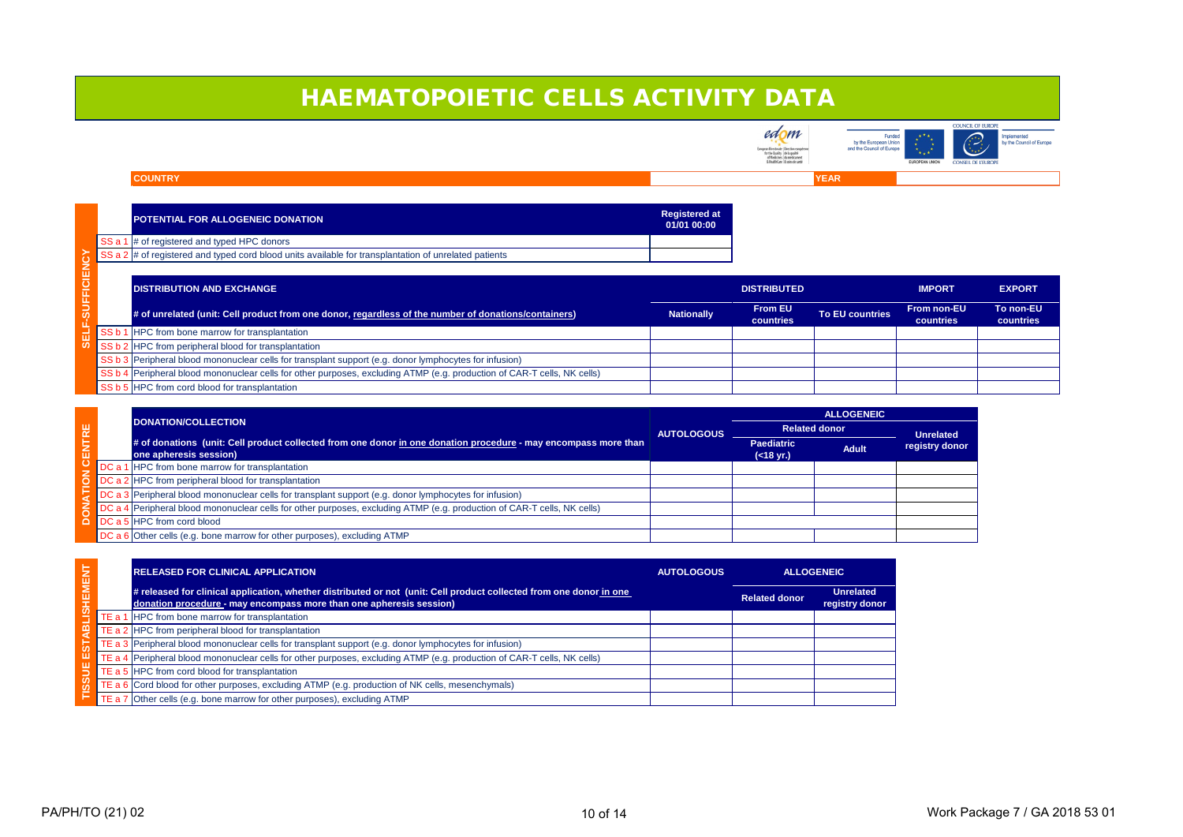# HAEMATOPOIETIC CELLS ACTIVITY DATA

Funded by the European Union and the Council of Europe

Implemented by the Council of Europe

| COUNTRY | | YEAR | |
|---|---|---|---|

## SELF-SUFFICIENCY

| | POTENTIAL FOR ALLOGENEIC DONATION | Registered at 01/01 00:00 |
|---|---|---|
| SS a 1 | # of registered and typed HPC donors | |
| SS a 2 | # of registered and typed cord blood units available for transplantation of unrelated patients | |

| | DISTRIBUTION AND EXCHANGE | DISTRIBUTED | | | IMPORT | EXPORT |
|---|---|---|---|---|---|---|
| | # of unrelated (unit: Cell product from one donor, regardless of the number of donations/containers) | Nationally | From EU countries | To EU countries | From non-EU countries | To non-EU countries |
| SS b 1 | HPC from bone marrow for transplantation | | | | | |
| SS b 2 | HPC from peripheral blood for transplantation | | | | | |
| SS b 3 | Peripheral blood mononuclear cells for transplant support (e.g. donor lymphocytes for infusion) | | | | | |
| SS b 4 | Peripheral blood mononuclear cells for other purposes, excluding ATMP (e.g. production of CAR-T cells, NK cells) | | | | | |
| SS b 5 | HPC from cord blood for transplantation | | | | | |

## DONATION CENTRE

| | DONATION/COLLECTION | AUTOLOGOUS | ALLOGENEIC | | |
|---|---|---|---|---|---|
| | | | Related donor | | Unrelated registry donor |
| | # of donations (unit: Cell product collected from one donor in one donation procedure - may encompass more than one apheresis session) | | Paediatric (<18 yr.) | Adult | |
| DC a 1 | HPC from bone marrow for transplantation | | | | |
| DC a 2 | HPC from peripheral blood for transplantation | | | | |
| DC a 3 | Peripheral blood mononuclear cells for transplant support (e.g. donor lymphocytes for infusion) | | | | |
| DC a 4 | Peripheral blood mononuclear cells for other purposes, excluding ATMP (e.g. production of CAR-T cells, NK cells) | | | | |
| DC a 5 | HPC from cord blood | | | | |
| DC a 6 | Other cells (e.g. bone marrow for other purposes), excluding ATMP | | | | |

## TISSUE ESTABLISHEMENT

| | RELEASED FOR CLINICAL APPLICATION | AUTOLOGOUS | ALLOGENEIC | |
|---|---|---|---|---|
| | # released for clinical application, whether distributed or not (unit: Cell product collected from one donor in one donation procedure - may encompass more than one apheresis session) | | Related donor | Unrelated registry donor |
| TE a 1 | HPC from bone marrow for transplantation | | | |
| TE a 2 | HPC from peripheral blood for transplantation | | | |
| TE a 3 | Peripheral blood mononuclear cells for transplant support (e.g. donor lymphocytes for infusion) | | | |
| TE a 4 | Peripheral blood mononuclear cells for other purposes, excluding ATMP (e.g. production of CAR-T cells, NK cells) | | | |
| TE a 5 | HPC from cord blood for transplantation | | | |
| TE a 6 | Cord blood for other purposes, excluding ATMP (e.g. production of NK cells, mesenchymals) | | | |
| TE a 7 | Other cells (e.g. bone marrow for other purposes), excluding ATMP | | | |

PA/PH/TO (21) 02

Work Package 7 / GA 2018 53 01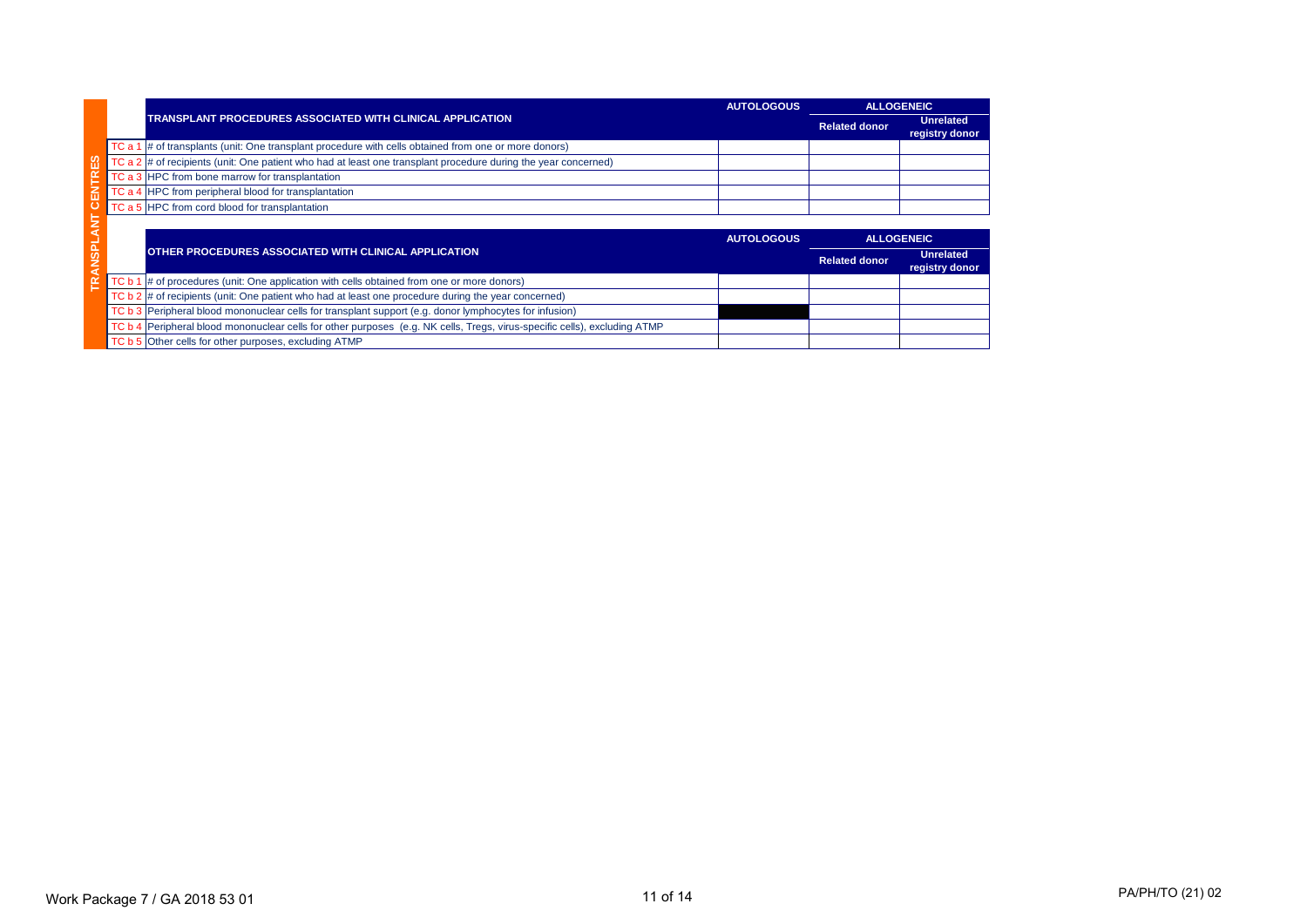**TRANSPLANT CENTRES**

| | TRANSPLANT PROCEDURES ASSOCIATED WITH CLINICAL APPLICATION | AUTOLOGOUS | ALLOGENEIC | |
|---|---|---|---|---|
| | | | Related donor | Unrelated registry donor |
| TC a 1 | # of transplants (unit: One transplant procedure with cells obtained from one or more donors) | | | |
| TC a 2 | # of recipients (unit: One patient who had at least one transplant procedure during the year concerned) | | | |
| TC a 3 | HPC from bone marrow for transplantation | | | |
| TC a 4 | HPC from peripheral blood for transplantation | | | |
| TC a 5 | HPC from cord blood for transplantation | | | |

| | OTHER PROCEDURES ASSOCIATED WITH CLINICAL APPLICATION | AUTOLOGOUS | ALLOGENEIC | |
|---|---|---|---|---|
| | | | Related donor | Unrelated registry donor |
| TC b 1 | # of procedures (unit: One application with cells obtained from one or more donors) | | | |
| TC b 2 | # of recipients (unit: One patient who had at least one procedure during the year concerned) | | | |
| TC b 3 | Peripheral blood mononuclear cells for transplant support (e.g. donor lymphocytes for infusion) | | | |
| TC b 4 | Peripheral blood mononuclear cells for other purposes (e.g. NK cells, Tregs, virus-specific cells), excluding ATMP | | | |
| TC b 5 | Other cells for other purposes, excluding ATMP | | | |

Work Package 7 / GA 2018 53 01

PA/PH/TO (21) 02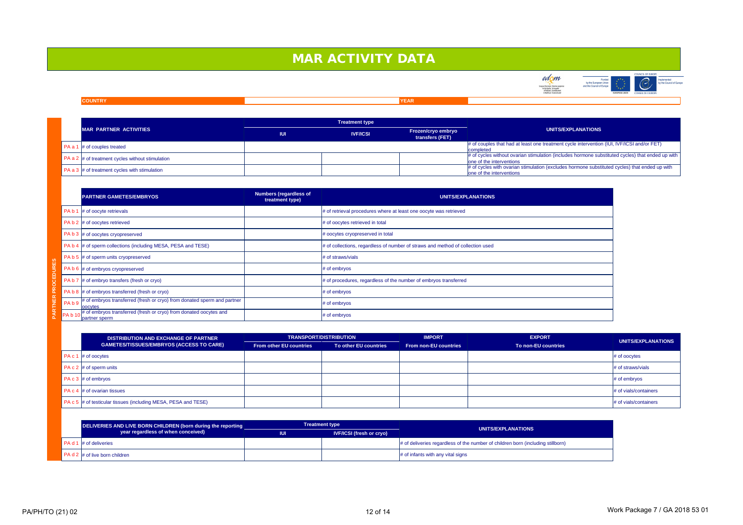# MAR ACTIVITY DATA

| COUNTRY | | YEAR | |
|---|---|---|---|

**PARTNER PROCEDURES**

| | MAR PARTNER ACTIVITIES | Treatment type | | | UNITS/EXPLANATIONS |
|---|---|---|---|---|---|
| | | IUI | IVF/ICSI | Frozen/cryo embryo transfers (FET) | |
| PA a 1 | # of couples treated | | | | # of couples that had at least one treatment cycle intervention (IUI, IVF/ICSI and/or FET) completed |
| PA a 2 | # of treatment cycles without stimulation | | | | # of cycles without ovarian stimulation (includes hormone substituted cycles) that ended up with one of the interventions |
| PA a 3 | # of treatment cycles with stimulation | | | | # of cycles with ovarian stimulation (excludes hormone substituted cycles) that ended up with one of the interventions |

| | PARTNER GAMETES/EMBRYOS | Numbers (regardless of treatment type) | UNITS/EXPLANATIONS |
|---|---|---|---|
| PA b 1 | # of oocyte retrievals | | # of retrieval procedures where at least one oocyte was retrieved |
| PA b 2 | # of oocytes retrieved | | # of oocytes retrieved in total |
| PA b 3 | # of oocytes cryopreserved | | # oocytes cryopreserved in total |
| PA b 4 | # of sperm collections (including MESA, PESA and TESE) | | # of collections, regardless of number of straws and method of collection used |
| PA b 5 | # of sperm units cryopreserved | | # of straws/vials |
| PA b 6 | # of embryos cryopreserved | | # of embryos |
| PA b 7 | # of embryo transfers (fresh or cryo) | | # of procedures, regardless of the number of embryos transferred |
| PA b 8 | # of embryos transferred (fresh or cryo) | | # of embryos |
| PA b 9 | # of embryos transferred (fresh or cryo) from donated sperm and partner oocytes | | # of embryos |
| PA b 10 | # of embryos transferred (fresh or cryo) from donated oocytes and partner sperm | | # of embryos |

| | DISTRIBUTION AND EXCHANGE OF PARTNER GAMETES/TISSUES/EMBRYOS (ACCESS TO CARE) | TRANSPORT/DISTRIBUTION | | IMPORT | EXPORT | UNITS/EXPLANATIONS |
|---|---|---|---|---|---|---|
| | | From other EU countries | To other EU countries | From non-EU countries | To non-EU countries | |
| PA c 1 | # of oocytes | | | | | # of oocytes |
| PA c 2 | # of sperm units | | | | | # of straws/vials |
| PA c 3 | # of embryos | | | | | # of embryos |
| PA c 4 | # of ovarian tissues | | | | | # of vials/containers |
| PA c 5 | # of testicular tissues (including MESA, PESA and TESE) | | | | | # of vials/containers |

| | DELIVERIES AND LIVE BORN CHILDREN (born during the reporting year regardless of when conceived) | Treatment type | | UNITS/EXPLANATIONS |
|---|---|---|---|---|
| | | IUI | IVF/ICSI (fresh or cryo) | |
| PA d 1 | # of deliveries | | | # of deliveries regardless of the number of children born (including stillborn) |
| PA d 2 | # of live born children | | | # of infants with any vital signs |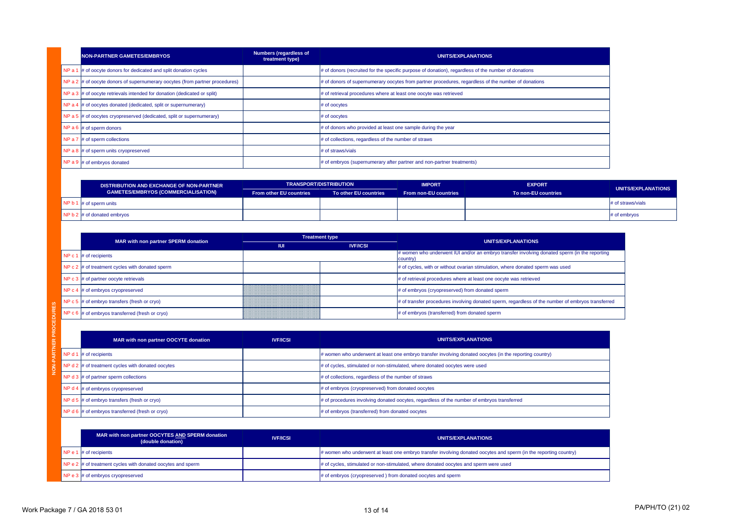**NON-PARTNER PROCEDURES**

| | NON-PARTNER GAMETES/EMBRYOS | Numbers (regardless of treatment type) | UNITS/EXPLANATIONS |
|---|---|---|---|
| NP a 1 | # of oocyte donors for dedicated and split donation cycles | | # of donors (recruited for the specific purpose of donation), regardless of the number of donations |
| NP a 2 | # of oocyte donors of supernumerary oocytes (from partner procedures) | | # of donors of supernumerary oocytes from partner procedures, regardless of the number of donations |
| NP a 3 | # of oocyte retrievals intended for donation (dedicated or split) | | # of retrieval procedures where at least one oocyte was retrieved |
| NP a 4 | # of oocytes donated (dedicated, split or supernumerary) | | # of oocytes |
| NP a 5 | # of oocytes cryopreserved (dedicated, split or supernumerary) | | # of oocytes |
| NP a 6 | # of sperm donors | | # of donors who provided at least one sample during the year |
| NP a 7 | # of sperm collections | | # of collections, regardless of the number of straws |
| NP a 8 | # of sperm units cryopreserved | | # of straws/vials |
| NP a 9 | # of embryos donated | | # of embryos (supernumerary after partner and non-partner treatments) |

| | DISTRIBUTION AND EXCHANGE OF NON-PARTNER GAMETES/EMBRYOS (COMMERCIALISATION) | TRANSPORT/DISTRIBUTION | | IMPORT | EXPORT | UNITS/EXPLANATIONS |
|---|---|---|---|---|---|---|
| | | From other EU countries | To other EU countries | From non-EU countries | To non-EU countries | |
| NP b 1 | # of sperm units | | | | | # of straws/vials |
| NP b 2 | # of donated embryos | | | | | # of embryos |

| | MAR with non partner SPERM donation | Treatment type | | UNITS/EXPLANATIONS |
|---|---|---|---|---|
| | | IUI | IVF/ICSI | |
| NP c 1 | # of recipients | | | # women who underwent IUI and/or an embryo transfer involving donated sperm (in the reporting country) |
| NP c 2 | # of treatment cycles with donated sperm | | | # of cycles, with or without ovarian stimulation, where donated sperm was used |
| NP c 3 | # of partner oocyte retrievals | | | # of retrieval procedures where at least one oocyte was retrieved |
| NP c 4 | # of embryos cryopreserved | | | # of embryos (cryopreserved) from donated sperm |
| NP c 5 | # of embryo transfers (fresh or cryo) | | | # of transfer procedures involving donated sperm, regardless of the number of embryos transferred |
| NP c 6 | # of embryos transferred (fresh or cryo) | | | # of embryos (transferred) from donated sperm |

| | MAR with non partner OOCYTE donation | IVF/ICSI | UNITS/EXPLANATIONS |
|---|---|---|---|
| NP d 1 | # of recipients | | # women who underwent at least one embryo transfer involving donated oocytes (in the reporting country) |
| NP d 2 | # of treatment cycles with donated oocytes | | # of cycles, stimulated or non-stimulated, where donated oocytes were used |
| NP d 3 | # of partner sperm collections | | # of collections, regardless of the number of straws |
| NP d 4 | # of embryos cryopreserved | | # of embryos (cryopreserved) from donated oocytes |
| NP d 5 | # of embryo transfers (fresh or cryo) | | # of procedures involving donated oocytes, regardless of the number of embryos transferred |
| NP d 6 | # of embryos transferred (fresh or cryo) | | # of embryos (transferred) from donated oocytes |

| | MAR with non partner OOCYTES AND SPERM donation (double donation) | IVF/ICSI | UNITS/EXPLANATIONS |
|---|---|---|---|
| NP e 1 | # of recipients | | # women who underwent at least one embryo transfer involving donated oocytes and sperm (in the reporting country) |
| NP e 2 | # of treatment cycles with donated oocytes and sperm | | # of cycles, stimulated or non-stimulated, where donated oocytes and sperm were used |
| NP e 3 | # of embryos cryopreserved | | # of embryos (cryopreserved ) from donated oocytes and sperm |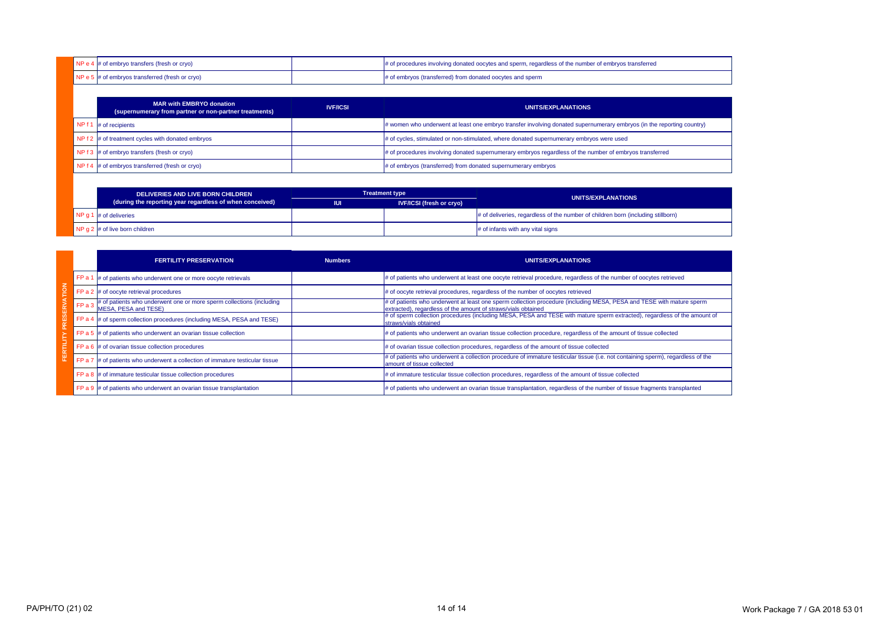| | | | |
|---|---|---|---|
| NP e 4 | # of embryo transfers (fresh or cryo) | | # of procedures involving donated oocytes and sperm, regardless of the number of embryos transferred |
| NP e 5 | # of embryos transferred (fresh or cryo) | | # of embryos (transferred) from donated oocytes and sperm |

| | MAR with EMBRYO donation (supernumerary from partner or non-partner treatments) | IVF/ICSI | UNITS/EXPLANATIONS |
|---|---|---|---|
| NP f 1 | # of recipients | | # women who underwent at least one embryo transfer involving donated supernumerary embryos (in the reporting country) |
| NP f 2 | # of treatment cycles with donated embryos | | # of cycles, stimulated or non-stimulated, where donated supernumerary embryos were used |
| NP f 3 | # of embryo transfers (fresh or cryo) | | # of procedures involving donated supernumerary embryos regardless of the number of embryos transferred |
| NP f 4 | # of embryos transferred (fresh or cryo) | | # of embryos (transferred) from donated supernumerary embryos |

| | DELIVERIES AND LIVE BORN CHILDREN (during the reporting year regardless of when conceived) | Treatment type | | UNITS/EXPLANATIONS |
|---|---|---|---|---|
| | | IUI | IVF/ICSI (fresh or cryo) | |
| NP g 1 | # of deliveries | | | # of deliveries, regardless of the number of children born (including stillborn) |
| NP g 2 | # of live born children | | | # of infants with any vital signs |

**FERTILITY PRESERVATION**

| | FERTILITY PRESERVATION | Numbers | UNITS/EXPLANATIONS |
|---|---|---|---|
| FP a 1 | # of patients who underwent one or more oocyte retrievals | | # of patients who underwent at least one oocyte retrieval procedure, regardless of the number of oocytes retrieved |
| FP a 2 | # of oocyte retrieval procedures | | # of oocyte retrieval procedures, regardless of the number of oocytes retrieved |
| FP a 3 | # of patients who underwent one or more sperm collections (including MESA, PESA and TESE) | | # of patients who underwent at least one sperm collection procedure (including MESA, PESA and TESE with mature sperm extracted), regardless of the amount of straws/vials obtained |
| FP a 4 | # of sperm collection procedures (including MESA, PESA and TESE) | | # of sperm collection procedures (including MESA, PESA and TESE with mature sperm extracted), regardless of the amount of straws/vials obtained |
| FP a 5 | # of patients who underwent an ovarian tissue collection | | # of patients who underwent an ovarian tissue collection procedure, regardless of the amount of tissue collected |
| FP a 6 | # of ovarian tissue collection procedures | | # of ovarian tissue collection procedures, regardless of the amount of tissue collected |
| FP a 7 | # of patients who underwent a collection of immature testicular tissue | | # of patients who underwent a collection procedure of immature testicular tissue (i.e. not containing sperm), regardless of the amount of tissue collected |
| FP a 8 | # of immature testicular tissue collection procedures | | # of immature testicular tissue collection procedures, regardless of the amount of tissue collected |
| FP a 9 | # of patients who underwent an ovarian tissue transplantation | | # of patients who underwent an ovarian tissue transplantation, regardless of the number of tissue fragments transplanted |